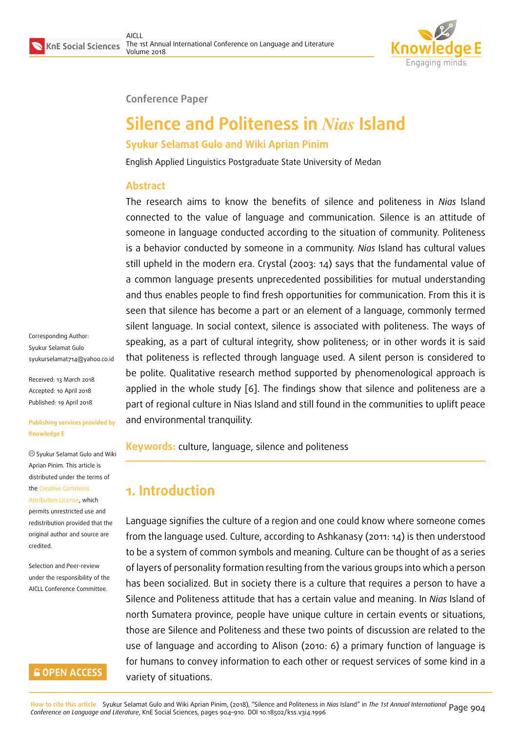Conference Paper

# Silence and Politeness in *Nias* Island

**Syukur Selamat Gulo and Wiki Aprian Pinim**

English Applied Linguistics Postgraduate State University of Medan

## Abstract

The research aims to know the benefits of silence and politeness in *Nias* Island connected to the value of language and communication. Silence is an attitude of someone in language conducted according to the situation of community. Politeness is a behavior conducted by someone in a community. *Nias* Island has cultural values still upheld in the modern era. Crystal (2003: 14) says that the fundamental value of a common language presents unprecedented possibilities for mutual understanding and thus enables people to find fresh opportunities for communication. From this it is seen that silence has become a part or an element of a language, commonly termed silent language. In social context, silence is associated with politeness. The ways of speaking, as a part of cultural integrity, show politeness; or in other words it is said that politeness is reflected through language used. A silent person is considered to be polite. Qualitative research method supported by phenomenological approach is applied in the whole study [6]. The findings show that silence and politeness are a part of regional culture in Nias Island and still found in the communities to uplift peace and environmental tranquility.

**Keywords:** culture, language, silence and politeness

Corresponding Author:
Syukur Selamat Gulo
syukurselamat714@yahoo.co.id

Received: 13 March 2018
Accepted: 10 April 2018
Published: 19 April 2018

Publishing services provided by Knowledge E

© Syukur Selamat Gulo and Wiki Aprian Pinim. This article is distributed under the terms of the Creative Commons Attribution License, which permits unrestricted use and redistribution provided that the original author and source are credited.

Selection and Peer-review under the responsibility of the AICLL Conference Committee.

## 1. Introduction

Language signifies the culture of a region and one could know where someone comes from the language used. Culture, according to Ashkanasy (2011: 14) is then understood to be a system of common symbols and meaning. Culture can be thought of as a series of layers of personality formation resulting from the various groups into which a person has been socialized. But in society there is a culture that requires a person to have a Silence and Politeness attitude that has a certain value and meaning. In *Nias* Island of north Sumatera province, people have unique culture in certain events or situations, those are Silence and Politeness and these two points of discussion are related to the use of language and according to Alison (2010: 6) a primary function of language is for humans to convey information to each other or request services of some kind in a variety of situations.

How to cite this article: Syukur Selamat Gulo and Wiki Aprian Pinim, (2018), "Silence and Politeness in *Nias* Island" in *The 1st Annual International Conference on Language and Literature*, KnE Social Sciences, pages 904–910. DOI 10.18502/kss.v3i4.1996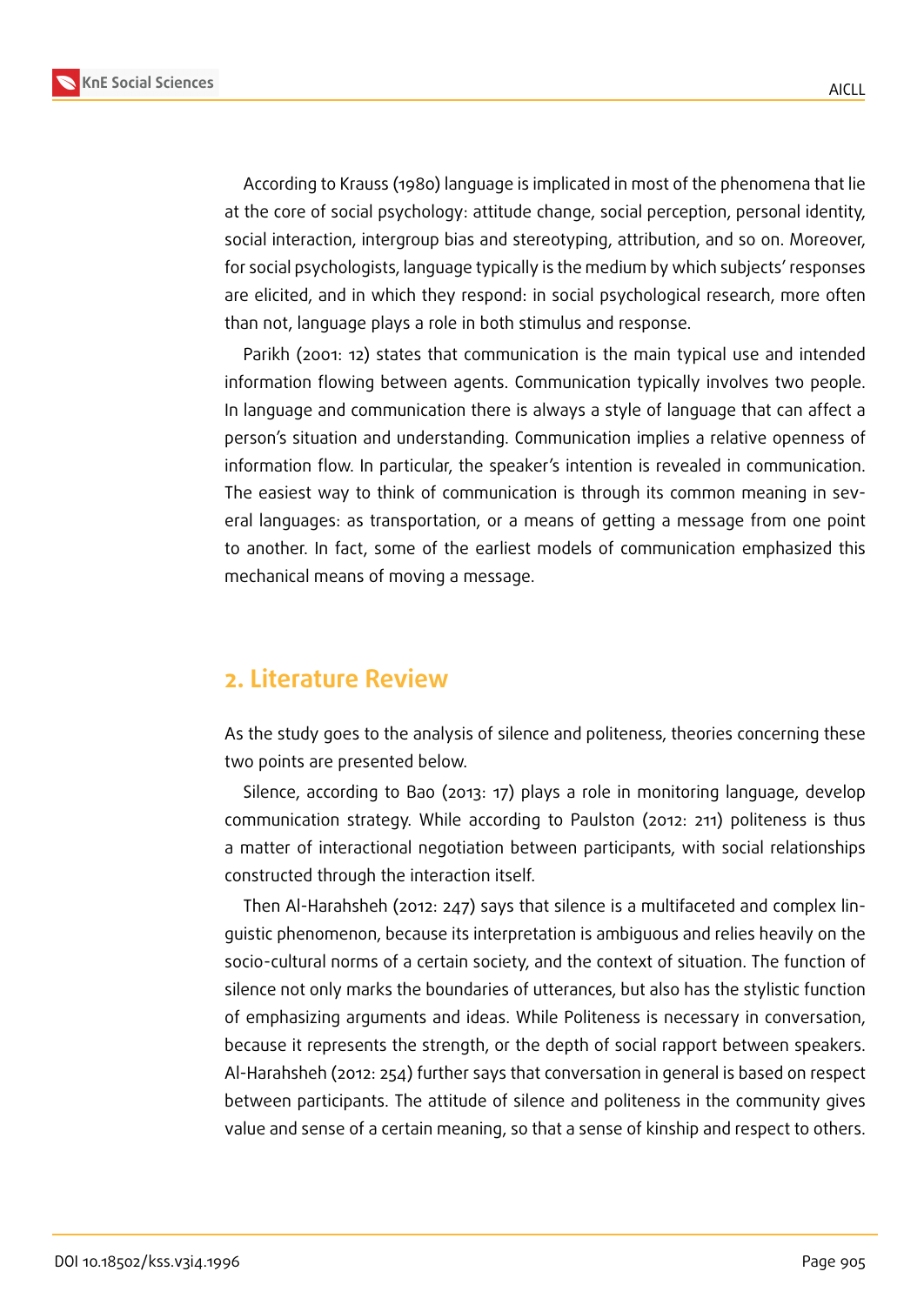According to Krauss (1980) language is implicated in most of the phenomena that lie at the core of social psychology: attitude change, social perception, personal identity, social interaction, intergroup bias and stereotyping, attribution, and so on. Moreover, for social psychologists, language typically is the medium by which subjects' responses are elicited, and in which they respond: in social psychological research, more often than not, language plays a role in both stimulus and response.

Parikh (2001: 12) states that communication is the main typical use and intended information flowing between agents. Communication typically involves two people. In language and communication there is always a style of language that can affect a person's situation and understanding. Communication implies a relative openness of information flow. In particular, the speaker's intention is revealed in communication. The easiest way to think of communication is through its common meaning in several languages: as transportation, or a means of getting a message from one point to another. In fact, some of the earliest models of communication emphasized this mechanical means of moving a message.

## 2. Literature Review

As the study goes to the analysis of silence and politeness, theories concerning these two points are presented below.

Silence, according to Bao (2013: 17) plays a role in monitoring language, develop communication strategy. While according to Paulston (2012: 211) politeness is thus a matter of interactional negotiation between participants, with social relationships constructed through the interaction itself.

Then Al-Harahsheh (2012: 247) says that silence is a multifaceted and complex linguistic phenomenon, because its interpretation is ambiguous and relies heavily on the socio-cultural norms of a certain society, and the context of situation. The function of silence not only marks the boundaries of utterances, but also has the stylistic function of emphasizing arguments and ideas. While Politeness is necessary in conversation, because it represents the strength, or the depth of social rapport between speakers. Al-Harahsheh (2012: 254) further says that conversation in general is based on respect between participants. The attitude of silence and politeness in the community gives value and sense of a certain meaning, so that a sense of kinship and respect to others.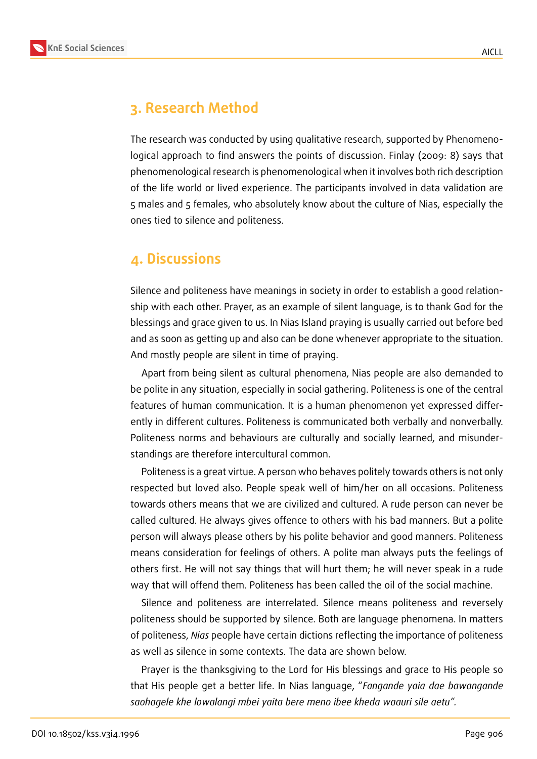## 3. Research Method

The research was conducted by using qualitative research, supported by Phenomenological approach to find answers the points of discussion. Finlay (2009: 8) says that phenomenological research is phenomenological when it involves both rich description of the life world or lived experience. The participants involved in data validation are 5 males and 5 females, who absolutely know about the culture of Nias, especially the ones tied to silence and politeness.

## 4. Discussions

Silence and politeness have meanings in society in order to establish a good relationship with each other. Prayer, as an example of silent language, is to thank God for the blessings and grace given to us. In Nias Island praying is usually carried out before bed and as soon as getting up and also can be done whenever appropriate to the situation. And mostly people are silent in time of praying.

Apart from being silent as cultural phenomena, Nias people are also demanded to be polite in any situation, especially in social gathering. Politeness is one of the central features of human communication. It is a human phenomenon yet expressed differently in different cultures. Politeness is communicated both verbally and nonverbally. Politeness norms and behaviours are culturally and socially learned, and misunderstandings are therefore intercultural common.

Politeness is a great virtue. A person who behaves politely towards others is not only respected but loved also. People speak well of him/her on all occasions. Politeness towards others means that we are civilized and cultured. A rude person can never be called cultured. He always gives offence to others with his bad manners. But a polite person will always please others by his polite behavior and good manners. Politeness means consideration for feelings of others. A polite man always puts the feelings of others first. He will not say things that will hurt them; he will never speak in a rude way that will offend them. Politeness has been called the oil of the social machine.

Silence and politeness are interrelated. Silence means politeness and reversely politeness should be supported by silence. Both are language phenomena. In matters of politeness, *Nias* people have certain dictions reflecting the importance of politeness as well as silence in some contexts. The data are shown below.

Prayer is the thanksgiving to the Lord for His blessings and grace to His people so that His people get a better life. In Nias language, "*Fangande yaia dae bawangande saohagele khe lowalangi mbei yaita bere meno ibee kheda waauri sile aetu".*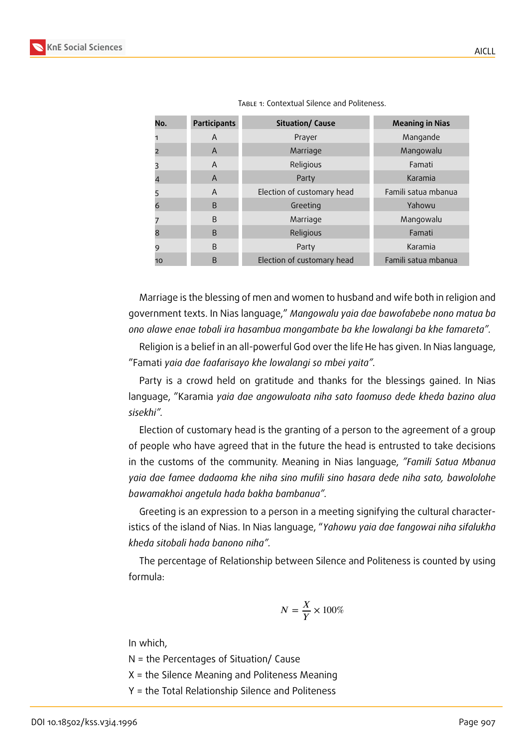Table 1: Contextual Silence and Politeness.

| No. | Participants | Situation/ Cause | Meaning in Nias |
|---|---|---|---|
| 1 | A | Prayer | Mangande |
| 2 | A | Marriage | Mangowalu |
| 3 | A | Religious | Famati |
| 4 | A | Party | Karamia |
| 5 | A | Election of customary head | Famili satua mbanua |
| 6 | B | Greeting | Yahowu |
| 7 | B | Marriage | Mangowalu |
| 8 | B | Religious | Famati |
| 9 | B | Party | Karamia |
| 10 | B | Election of customary head | Famili satua mbanua |

Marriage is the blessing of men and women to husband and wife both in religion and government texts. In Nias language," *Mangowalu yaia dae bawofabebe nono matua ba ono alawe enae tobali ira hasambua mongambate ba khe lowalangi ba khe famareta".*

Religion is a belief in an all-powerful God over the life He has given. In Nias language, "Famati *yaia dae faafarisayo khe lowalangi so mbei yaita".*

Party is a crowd held on gratitude and thanks for the blessings gained. In Nias language, "Karamia *yaia dae angowuloata niha sato faomuso dede kheda bazino alua sisekhi".*

Election of customary head is the granting of a person to the agreement of a group of people who have agreed that in the future the head is entrusted to take decisions in the customs of the community. Meaning in Nias language, *"Famili Satua Mbanua yaia dae famee dadaoma khe niha sino mufili sino hasara dede niha sato, bawololohe bawamakhoi angetula hada bakha bambanua".*

Greeting is an expression to a person in a meeting signifying the cultural characteristics of the island of Nias. In Nias language, "*Yahowu yaia dae fangowai niha sifalukha kheda sitobali hada banono niha".*

The percentage of Relationship between Silence and Politeness is counted by using formula:

$$N = \frac{X}{Y} \times 100\%$$

In which,

N = the Percentages of Situation/ Cause

X = the Silence Meaning and Politeness Meaning

Y = the Total Relationship Silence and Politeness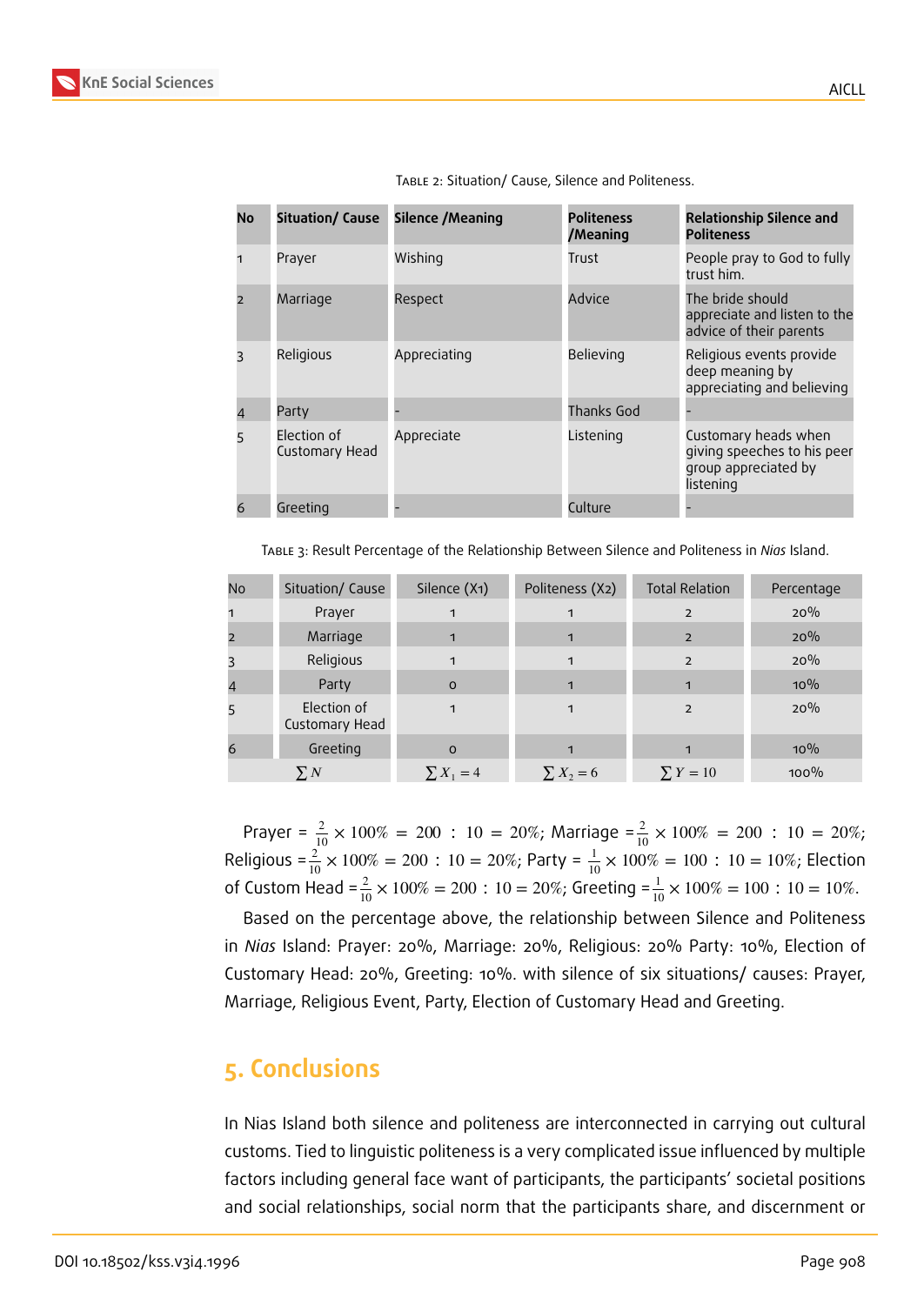Table 2: Situation/ Cause, Silence and Politeness.

| No | Situation/ Cause | Silence /Meaning | Politeness /Meaning | Relationship Silence and Politeness |
|---|---|---|---|---|
| 1 | Prayer | Wishing | Trust | People pray to God to fully trust him. |
| 2 | Marriage | Respect | Advice | The bride should appreciate and listen to the advice of their parents |
| 3 | Religious | Appreciating | Believing | Religious events provide deep meaning by appreciating and believing |
| 4 | Party | - | Thanks God | - |
| 5 | Election of Customary Head | Appreciate | Listening | Customary heads when giving speeches to his peer group appreciated by listening |
| 6 | Greeting | - | Culture | - |

Table 3: Result Percentage of the Relationship Between Silence and Politeness in *Nias* Island.

| No | Situation/ Cause | Silence (X1) | Politeness (X2) | Total Relation | Percentage |
|---|---|---|---|---|---|
| 1 | Prayer | 1 | 1 | 2 | 20% |
| 2 | Marriage | 1 | 1 | 2 | 20% |
| 3 | Religious | 1 | 1 | 2 | 20% |
| 4 | Party | 0 | 1 | 1 | 10% |
| 5 | Election of Customary Head | 1 | 1 | 2 | 20% |
| 6 | Greeting | 0 | 1 | 1 | 10% |
| | $\sum N$ | $\sum X_1 = 4$ | $\sum X_2 = 6$ | $\sum Y = 10$ | 100% |

Prayer = $\frac{2}{10} \times 100\% = 200 : 10 = 20\%$; Marriage = $\frac{2}{10} \times 100\% = 200 : 10 = 20\%$; Religious = $\frac{2}{10} \times 100\% = 200 : 10 = 20\%$; Party = $\frac{1}{10} \times 100\% = 100 : 10 = 10\%$; Election of Custom Head = $\frac{2}{10} \times 100\% = 200 : 10 = 20\%$; Greeting = $\frac{1}{10} \times 100\% = 100 : 10 = 10\%$.

Based on the percentage above, the relationship between Silence and Politeness in *Nias* Island: Prayer: 20%, Marriage: 20%, Religious: 20% Party: 10%, Election of Customary Head: 20%, Greeting: 10%. with silence of six situations/ causes: Prayer, Marriage, Religious Event, Party, Election of Customary Head and Greeting.

## 5. Conclusions

In Nias Island both silence and politeness are interconnected in carrying out cultural customs. Tied to linguistic politeness is a very complicated issue influenced by multiple factors including general face want of participants, the participants' societal positions and social relationships, social norm that the participants share, and discernment or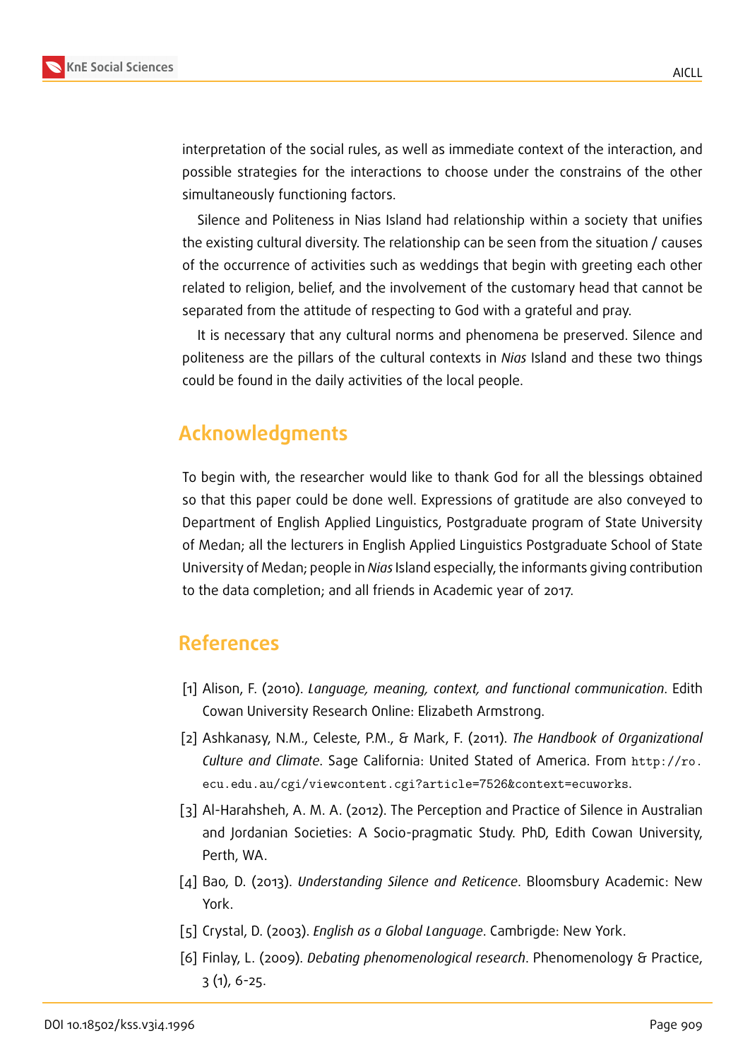interpretation of the social rules, as well as immediate context of the interaction, and possible strategies for the interactions to choose under the constrains of the other simultaneously functioning factors.

Silence and Politeness in Nias Island had relationship within a society that unifies the existing cultural diversity. The relationship can be seen from the situation / causes of the occurrence of activities such as weddings that begin with greeting each other related to religion, belief, and the involvement of the customary head that cannot be separated from the attitude of respecting to God with a grateful and pray.

It is necessary that any cultural norms and phenomena be preserved. Silence and politeness are the pillars of the cultural contexts in *Nias* Island and these two things could be found in the daily activities of the local people.

## Acknowledgments

To begin with, the researcher would like to thank God for all the blessings obtained so that this paper could be done well. Expressions of gratitude are also conveyed to Department of English Applied Linguistics, Postgraduate program of State University of Medan; all the lecturers in English Applied Linguistics Postgraduate School of State University of Medan; people in *Nias* Island especially, the informants giving contribution to the data completion; and all friends in Academic year of 2017.

## References

[1] Alison, F. (2010). *Language, meaning, context, and functional communication*. Edith Cowan University Research Online: Elizabeth Armstrong.

[2] Ashkanasy, N.M., Celeste, P.M., & Mark, F. (2011). *The Handbook of Organizational Culture and Climate*. Sage California: United Stated of America. From `http://ro.ecu.edu.au/cgi/viewcontent.cgi?article=7526&context=ecuworks`.

[3] Al-Harahsheh, A. M. A. (2012). The Perception and Practice of Silence in Australian and Jordanian Societies: A Socio-pragmatic Study. PhD, Edith Cowan University, Perth, WA.

[4] Bao, D. (2013). *Understanding Silence and Reticence*. Bloomsbury Academic: New York.

[5] Crystal, D. (2003). *English as a Global Language*. Cambrigde: New York.

[6] Finlay, L. (2009). *Debating phenomenological research*. Phenomenology & Practice, 3 (1), 6-25.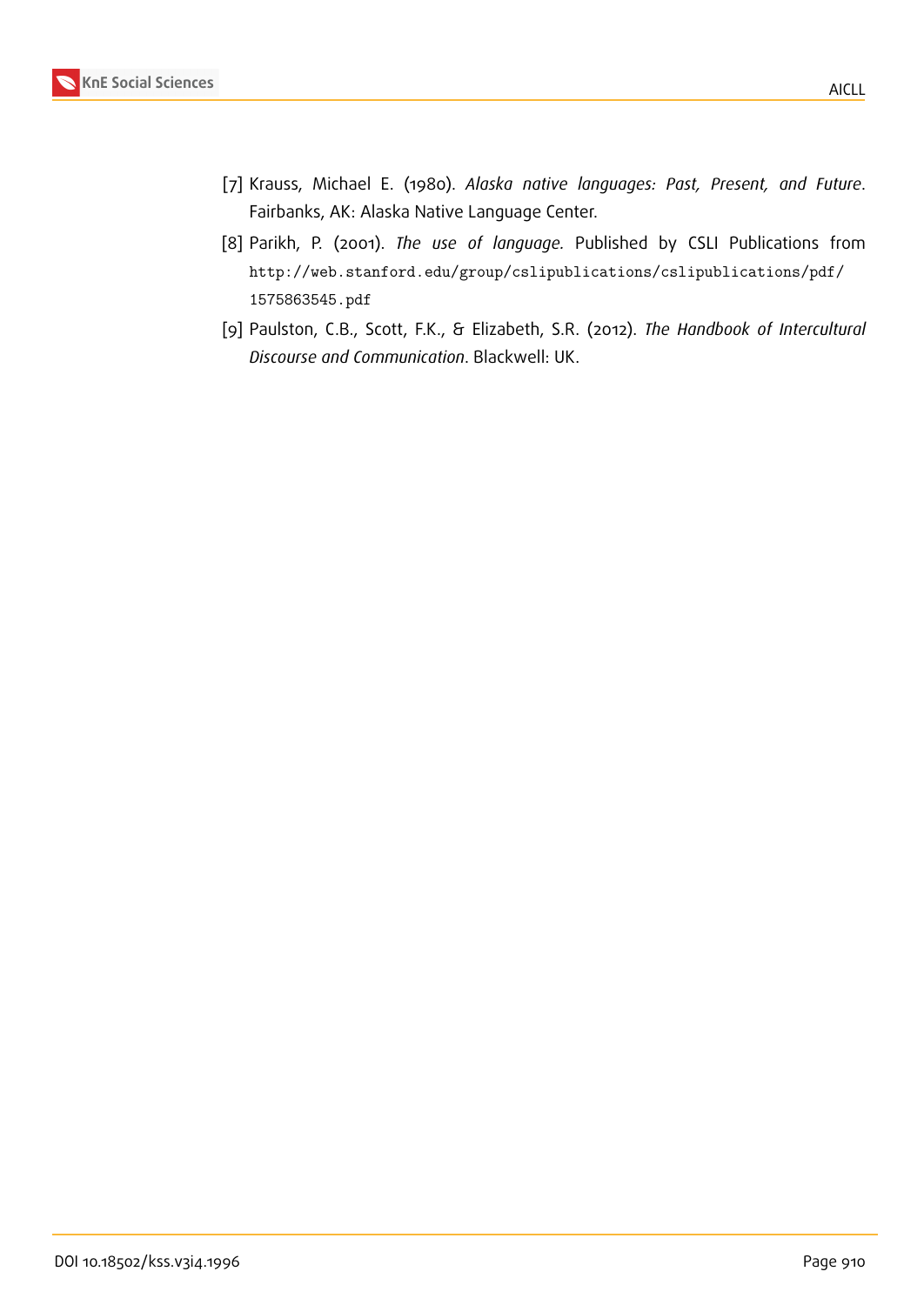[7] Krauss, Michael E. (1980). *Alaska native languages: Past, Present, and Future*. Fairbanks, AK: Alaska Native Language Center.

[8] Parikh, P. (2001). *The use of language.* Published by CSLI Publications from http://web.stanford.edu/group/cslipublications/cslipublications/pdf/1575863545.pdf

[9] Paulston, C.B., Scott, F.K., & Elizabeth, S.R. (2012). *The Handbook of Intercultural Discourse and Communication*. Blackwell: UK.